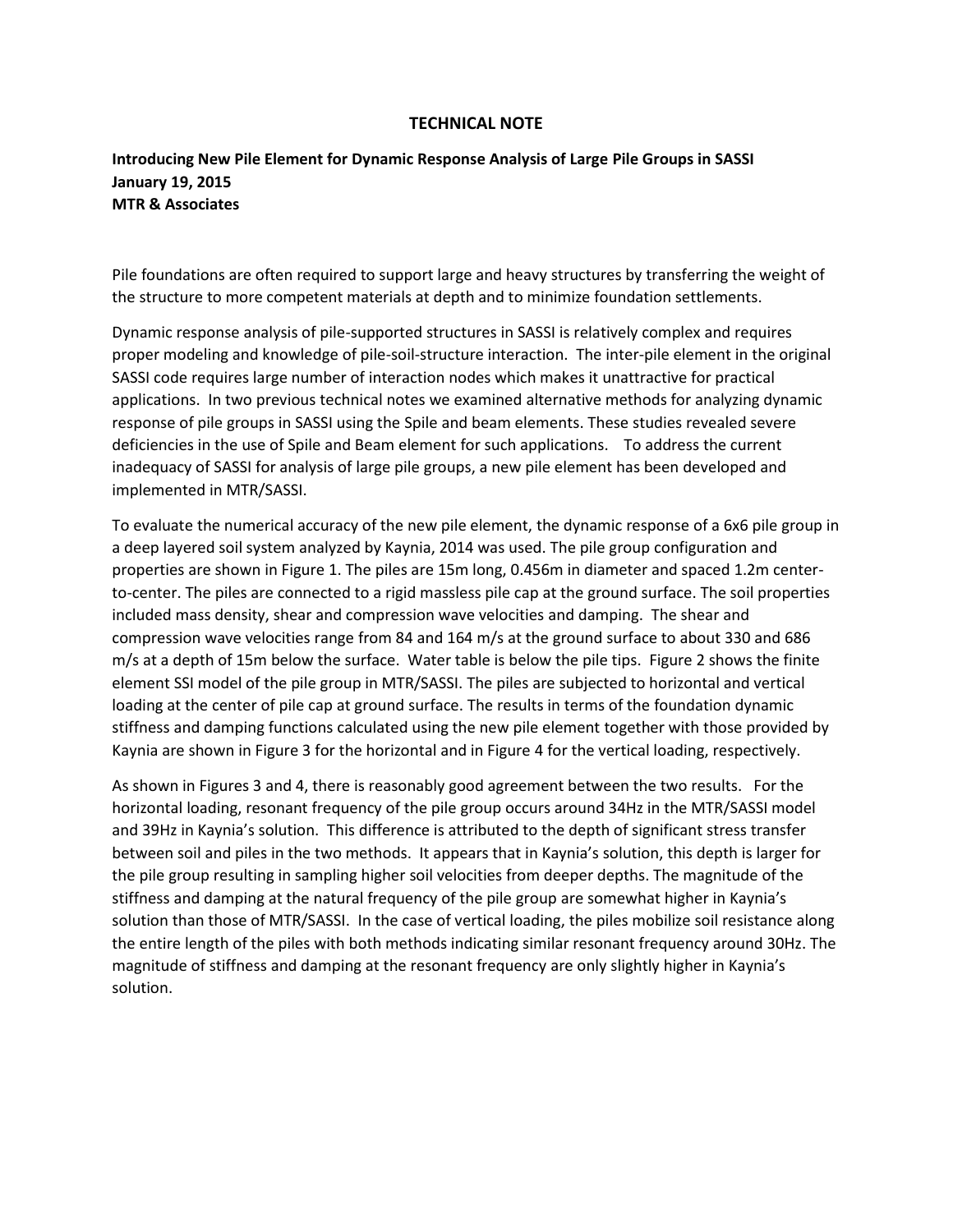# TECHNICAL NOTE

**Introducing New Pile Element for Dynamic Response Analysis of Large Pile Groups in SASSI**
**January 19, 2015**
**MTR & Associates**

Pile foundations are often required to support large and heavy structures by transferring the weight of the structure to more competent materials at depth and to minimize foundation settlements.

Dynamic response analysis of pile-supported structures in SASSI is relatively complex and requires proper modeling and knowledge of pile-soil-structure interaction. The inter-pile element in the original SASSI code requires large number of interaction nodes which makes it unattractive for practical applications. In two previous technical notes we examined alternative methods for analyzing dynamic response of pile groups in SASSI using the Spile and beam elements. These studies revealed severe deficiencies in the use of Spile and Beam element for such applications. To address the current inadequacy of SASSI for analysis of large pile groups, a new pile element has been developed and implemented in MTR/SASSI.

To evaluate the numerical accuracy of the new pile element, the dynamic response of a 6x6 pile group in a deep layered soil system analyzed by Kaynia, 2014 was used. The pile group configuration and properties are shown in Figure 1. The piles are 15m long, 0.456m in diameter and spaced 1.2m center-to-center. The piles are connected to a rigid massless pile cap at the ground surface. The soil properties included mass density, shear and compression wave velocities and damping. The shear and compression wave velocities range from 84 and 164 m/s at the ground surface to about 330 and 686 m/s at a depth of 15m below the surface. Water table is below the pile tips. Figure 2 shows the finite element SSI model of the pile group in MTR/SASSI. The piles are subjected to horizontal and vertical loading at the center of pile cap at ground surface. The results in terms of the foundation dynamic stiffness and damping functions calculated using the new pile element together with those provided by Kaynia are shown in Figure 3 for the horizontal and in Figure 4 for the vertical loading, respectively.

As shown in Figures 3 and 4, there is reasonably good agreement between the two results. For the horizontal loading, resonant frequency of the pile group occurs around 34Hz in the MTR/SASSI model and 39Hz in Kaynia's solution. This difference is attributed to the depth of significant stress transfer between soil and piles in the two methods. It appears that in Kaynia's solution, this depth is larger for the pile group resulting in sampling higher soil velocities from deeper depths. The magnitude of the stiffness and damping at the natural frequency of the pile group are somewhat higher in Kaynia's solution than those of MTR/SASSI. In the case of vertical loading, the piles mobilize soil resistance along the entire length of the piles with both methods indicating similar resonant frequency around 30Hz. The magnitude of stiffness and damping at the resonant frequency are only slightly higher in Kaynia's solution.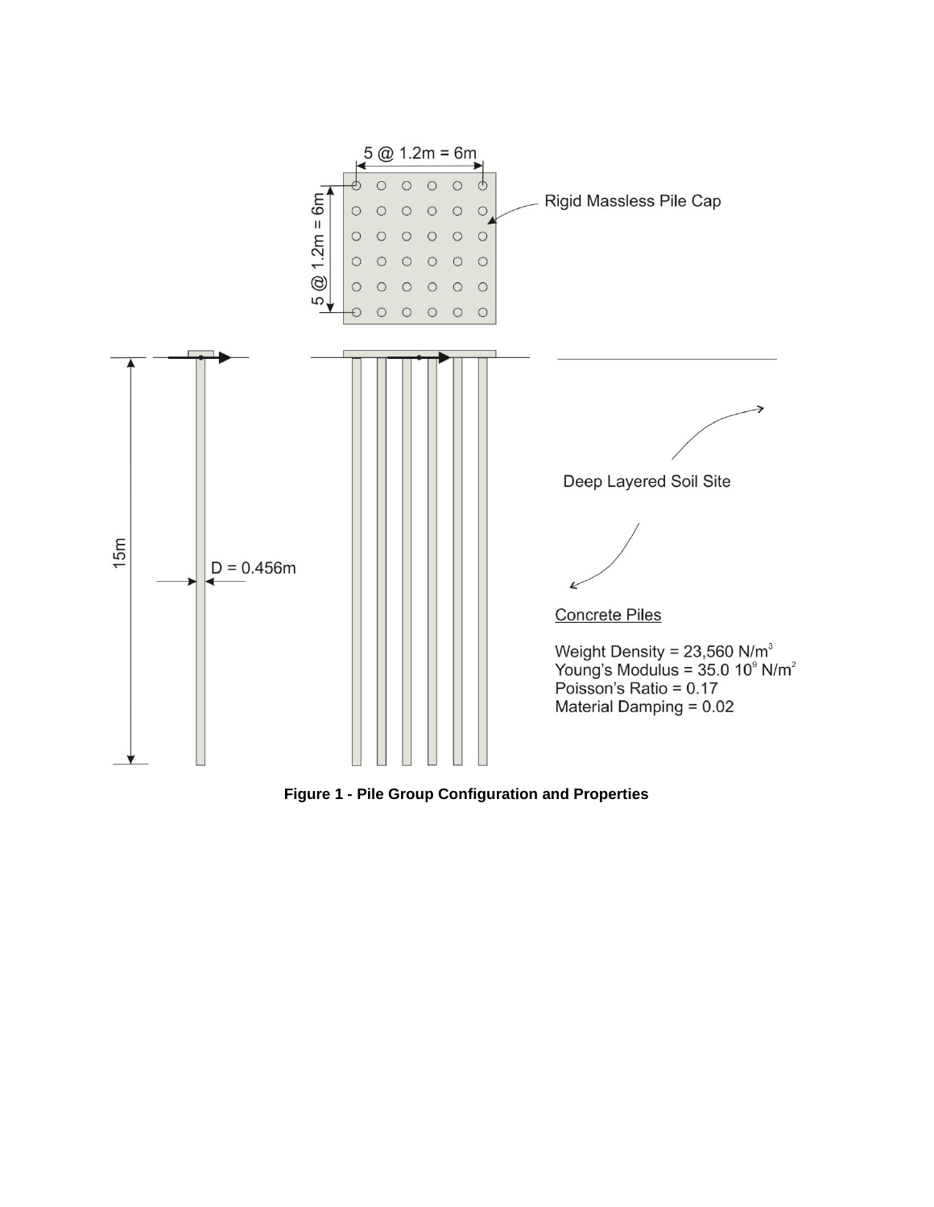5 @ 1.2m = 6m

5 @ 1.2m = 6m

Rigid Massless Pile Cap

15m

D = 0.456m

Deep Layered Soil Site

Concrete Piles

Weight Density = 23,560 N/m$^3$
Young's Modulus = 35.0 10$^9$ N/m$^2$
Poisson's Ratio = 0.17
Material Damping = 0.02

**Figure 1 - Pile Group Configuration and Properties**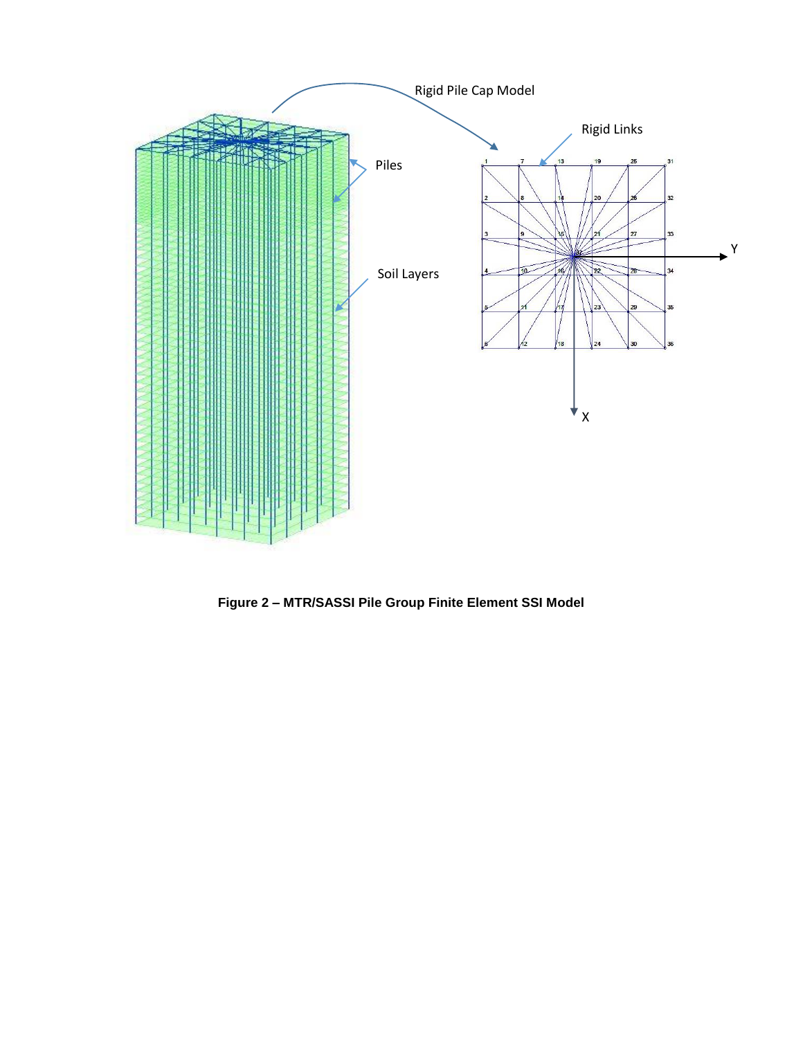**Figure 2 – MTR/SASSI Pile Group Finite Element SSI Model**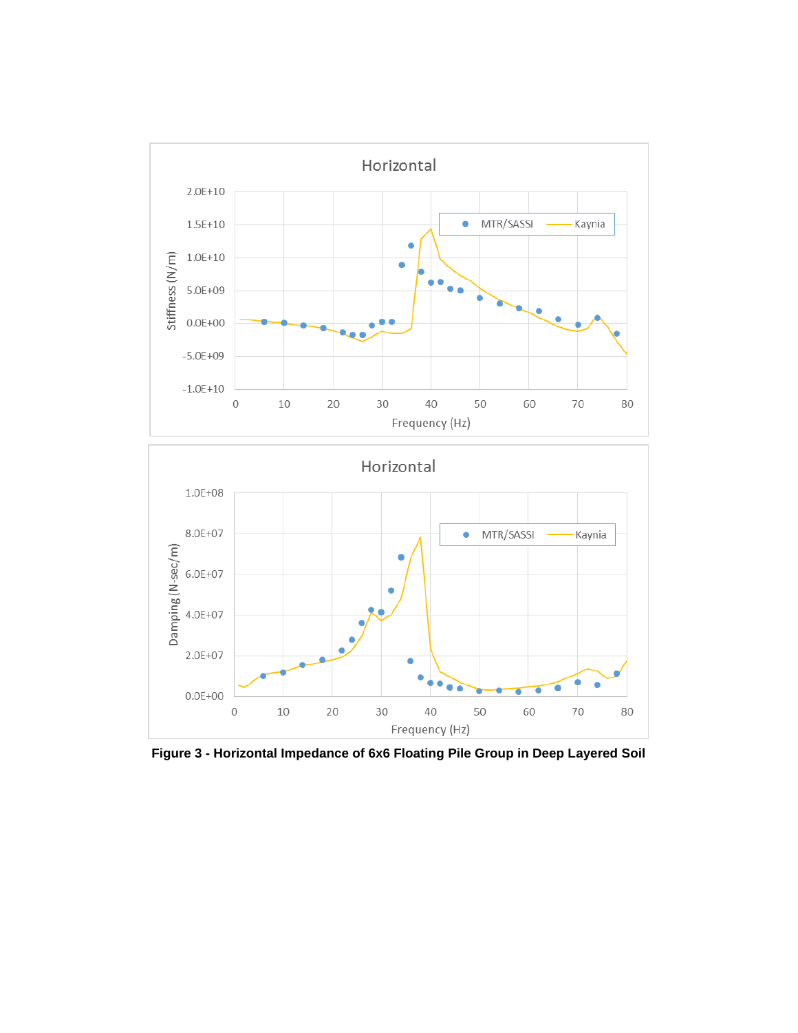Figure 3 - Horizontal Impedance of 6x6 Floating Pile Group in Deep Layered Soil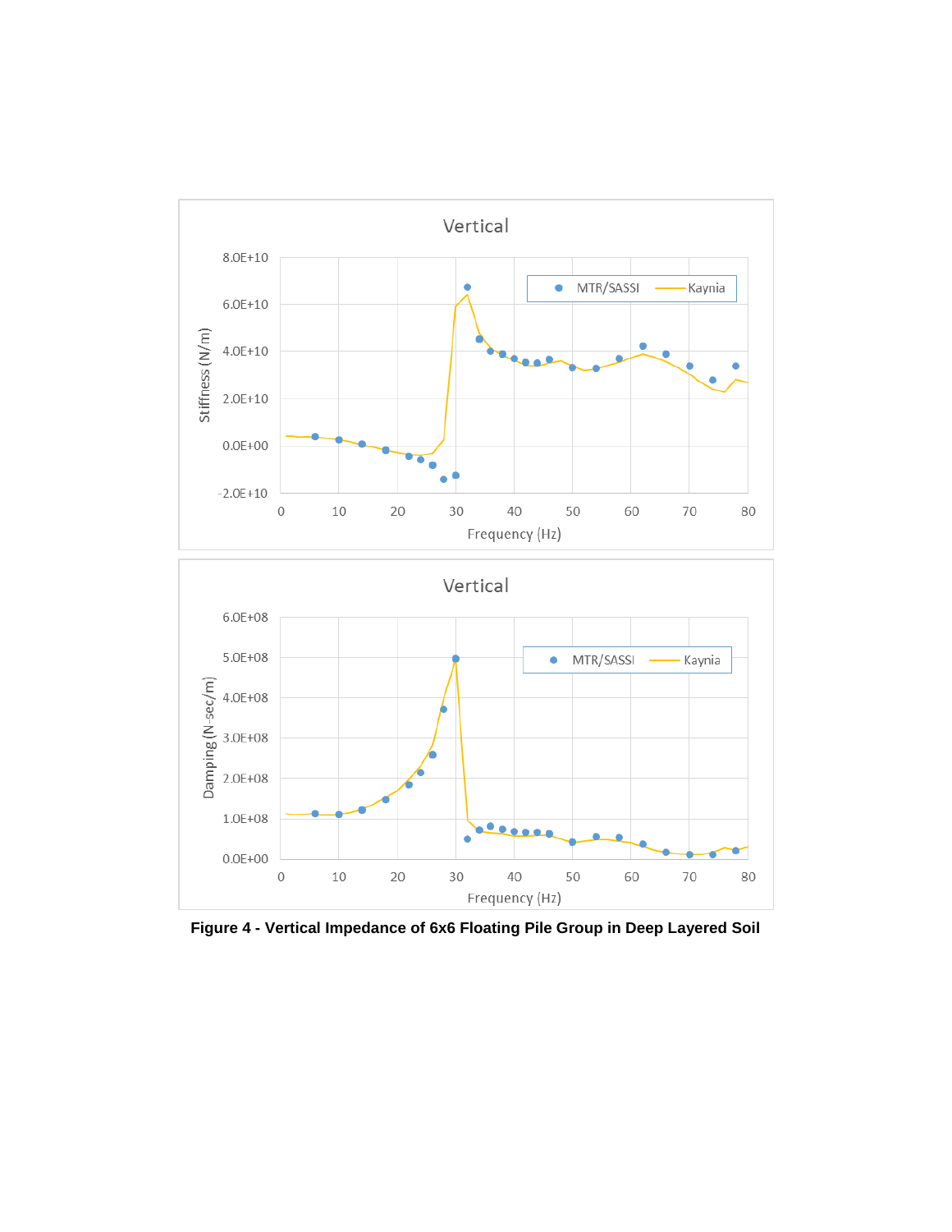Vertical

8.0E+10
6.0E+10
4.0E+10
2.0E+10
0.0E+00
-2.0E+10

Stiffness (N/m)

0
10
20
30
40
50
60
70
80

Frequency (Hz)

MTR/SASSI
Kaynia

Vertical

6.0E+08
5.0E+08
4.0E+08
3.0E+08
2.0E+08
1.0E+08
0.0E+00

Damping (N-sec/m)

0
10
20
30
40
50
60
70
80

Frequency (Hz)

MTR/SASSI
Kaynia

**Figure 4 - Vertical Impedance of 6x6 Floating Pile Group in Deep Layered Soil**